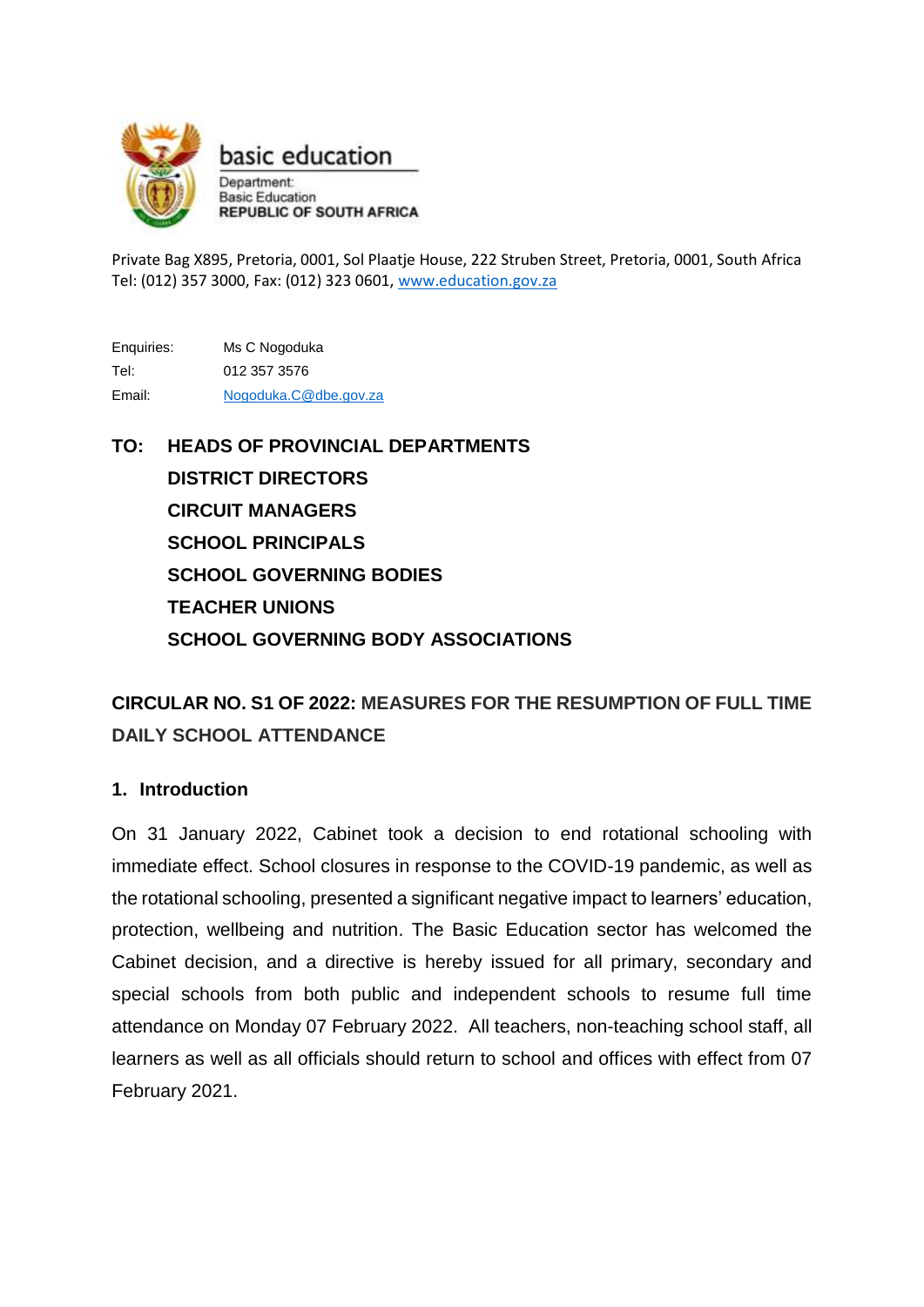basic education

Department:
Basic Education
REPUBLIC OF SOUTH AFRICA

Private Bag X895, Pretoria, 0001, Sol Plaatje House, 222 Struben Street, Pretoria, 0001, South Africa
Tel: (012) 357 3000, Fax: (012) 323 0601, www.education.gov.za

| | |
|---|---|
| Enquiries: | Ms C Nogoduka |
| Tel: | 012 357 3576 |
| Email: | Nogoduka.C@dbe.gov.za |

**TO: HEADS OF PROVINCIAL DEPARTMENTS**
**DISTRICT DIRECTORS**
**CIRCUIT MANAGERS**
**SCHOOL PRINCIPALS**
**SCHOOL GOVERNING BODIES**
**TEACHER UNIONS**
**SCHOOL GOVERNING BODY ASSOCIATIONS**

## CIRCULAR NO. S1 OF 2022: MEASURES FOR THE RESUMPTION OF FULL TIME DAILY SCHOOL ATTENDANCE

### 1. Introduction

On 31 January 2022, Cabinet took a decision to end rotational schooling with immediate effect. School closures in response to the COVID-19 pandemic, as well as the rotational schooling, presented a significant negative impact to learners' education, protection, wellbeing and nutrition. The Basic Education sector has welcomed the Cabinet decision, and a directive is hereby issued for all primary, secondary and special schools from both public and independent schools to resume full time attendance on Monday 07 February 2022. All teachers, non-teaching school staff, all learners as well as all officials should return to school and offices with effect from 07 February 2021.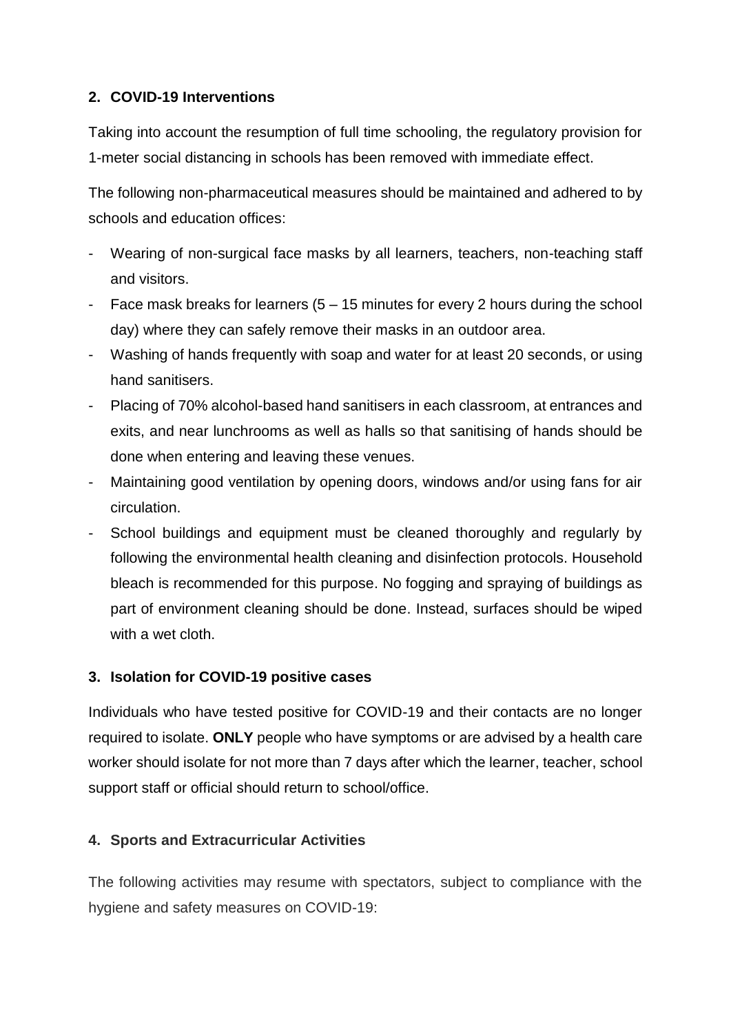## 2. COVID-19 Interventions

Taking into account the resumption of full time schooling, the regulatory provision for 1-meter social distancing in schools has been removed with immediate effect.

The following non-pharmaceutical measures should be maintained and adhered to by schools and education offices:

- Wearing of non-surgical face masks by all learners, teachers, non-teaching staff and visitors.
- Face mask breaks for learners (5 – 15 minutes for every 2 hours during the school day) where they can safely remove their masks in an outdoor area.
- Washing of hands frequently with soap and water for at least 20 seconds, or using hand sanitisers.
- Placing of 70% alcohol-based hand sanitisers in each classroom, at entrances and exits, and near lunchrooms as well as halls so that sanitising of hands should be done when entering and leaving these venues.
- Maintaining good ventilation by opening doors, windows and/or using fans for air circulation.
- School buildings and equipment must be cleaned thoroughly and regularly by following the environmental health cleaning and disinfection protocols. Household bleach is recommended for this purpose. No fogging and spraying of buildings as part of environment cleaning should be done. Instead, surfaces should be wiped with a wet cloth.

## 3. Isolation for COVID-19 positive cases

Individuals who have tested positive for COVID-19 and their contacts are no longer required to isolate. **ONLY** people who have symptoms or are advised by a health care worker should isolate for not more than 7 days after which the learner, teacher, school support staff or official should return to school/office.

## 4. Sports and Extracurricular Activities

The following activities may resume with spectators, subject to compliance with the hygiene and safety measures on COVID-19: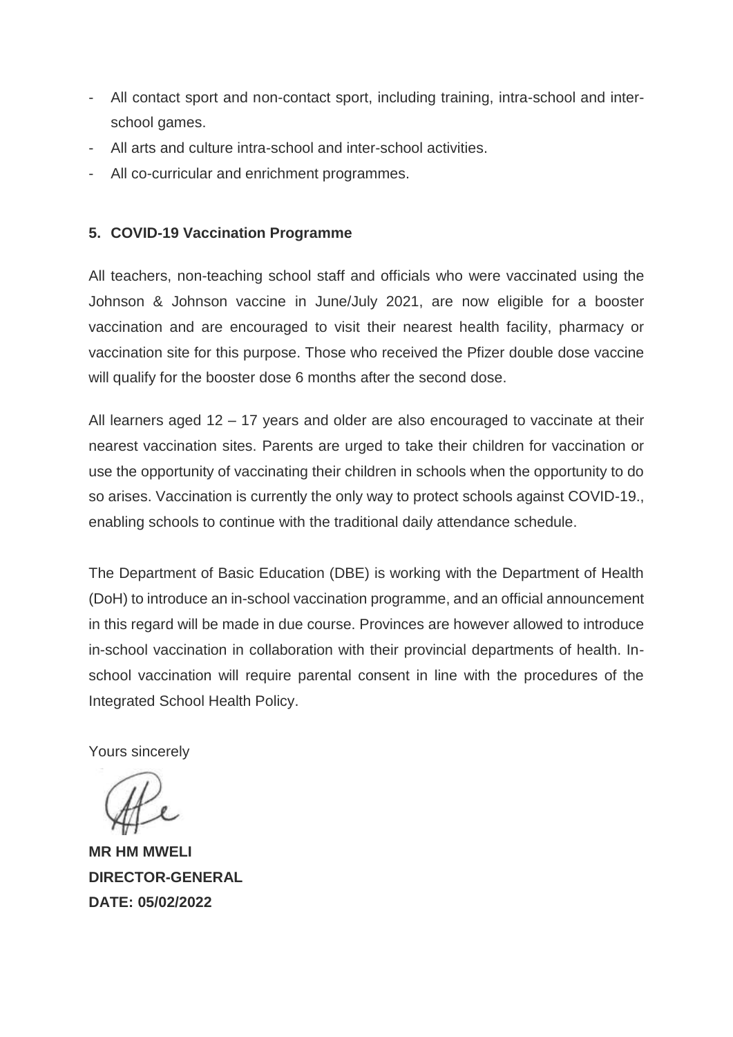- All contact sport and non-contact sport, including training, intra-school and inter-school games.
- All arts and culture intra-school and inter-school activities.
- All co-curricular and enrichment programmes.

**5. COVID-19 Vaccination Programme**

All teachers, non-teaching school staff and officials who were vaccinated using the Johnson & Johnson vaccine in June/July 2021, are now eligible for a booster vaccination and are encouraged to visit their nearest health facility, pharmacy or vaccination site for this purpose. Those who received the Pfizer double dose vaccine will qualify for the booster dose 6 months after the second dose.

All learners aged 12 – 17 years and older are also encouraged to vaccinate at their nearest vaccination sites. Parents are urged to take their children for vaccination or use the opportunity of vaccinating their children in schools when the opportunity to do so arises. Vaccination is currently the only way to protect schools against COVID-19., enabling schools to continue with the traditional daily attendance schedule.

The Department of Basic Education (DBE) is working with the Department of Health (DoH) to introduce an in-school vaccination programme, and an official announcement in this regard will be made in due course. Provinces are however allowed to introduce in-school vaccination in collaboration with their provincial departments of health. In-school vaccination will require parental consent in line with the procedures of the Integrated School Health Policy.

Yours sincerely

**MR HM MWELI**
**DIRECTOR-GENERAL**
**DATE: 05/02/2022**